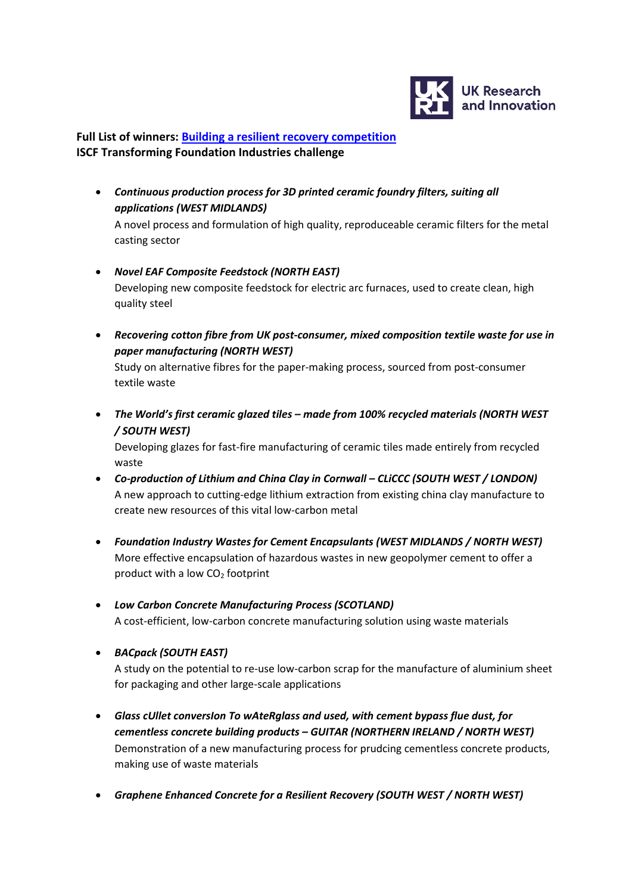**Full List of winners: [Building a resilient recovery competition](#)**
**ISCF Transforming Foundation Industries challenge**

- ***Continuous production process for 3D printed ceramic foundry filters, suiting all applications (WEST MIDLANDS)***
  A novel process and formulation of high quality, reproduceable ceramic filters for the metal casting sector

- ***Novel EAF Composite Feedstock (NORTH EAST)***
  Developing new composite feedstock for electric arc furnaces, used to create clean, high quality steel

- ***Recovering cotton fibre from UK post-consumer, mixed composition textile waste for use in paper manufacturing (NORTH WEST)***
  Study on alternative fibres for the paper-making process, sourced from post-consumer textile waste

- ***The World's first ceramic glazed tiles – made from 100% recycled materials (NORTH WEST / SOUTH WEST)***
  Developing glazes for fast-fire manufacturing of ceramic tiles made entirely from recycled waste

- ***Co-production of Lithium and China Clay in Cornwall – CLiCCC (SOUTH WEST / LONDON)***
  A new approach to cutting-edge lithium extraction from existing china clay manufacture to create new resources of this vital low-carbon metal

- ***Foundation Industry Wastes for Cement Encapsulants (WEST MIDLANDS / NORTH WEST)***
  More effective encapsulation of hazardous wastes in new geopolymer cement to offer a product with a low $CO_2$ footprint

- ***Low Carbon Concrete Manufacturing Process (SCOTLAND)***
  A cost-efficient, low-carbon concrete manufacturing solution using waste materials

- ***BACpack (SOUTH EAST)***
  A study on the potential to re-use low-carbon scrap for the manufacture of aluminium sheet for packaging and other large-scale applications

- ***Glass cUllet conversIon To wAteRglass and used, with cement bypass flue dust, for cementless concrete building products – GUITAR (NORTHERN IRELAND / NORTH WEST)***
  Demonstration of a new manufacturing process for prudcing cementless concrete products, making use of waste materials

- ***Graphene Enhanced Concrete for a Resilient Recovery (SOUTH WEST / NORTH WEST)***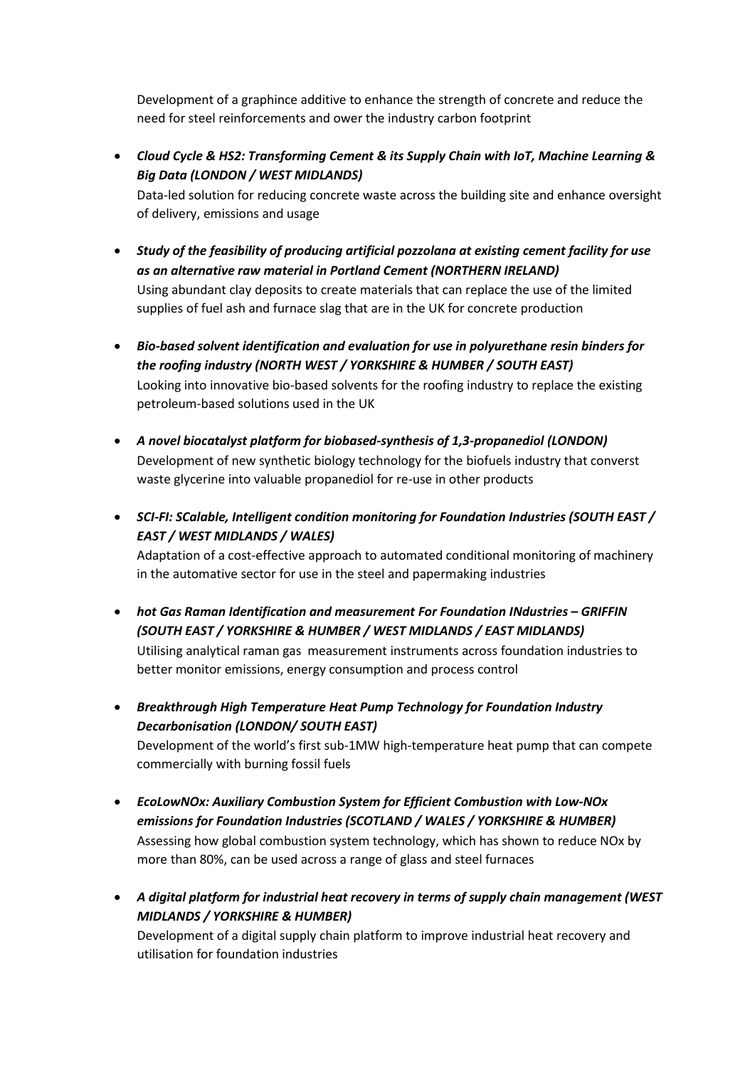Development of a graphince additive to enhance the strength of concrete and reduce the need for steel reinforcements and ower the industry carbon footprint

- ***Cloud Cycle & HS2: Transforming Cement & its Supply Chain with IoT, Machine Learning & Big Data (LONDON / WEST MIDLANDS)***
  Data-led solution for reducing concrete waste across the building site and enhance oversight of delivery, emissions and usage

- ***Study of the feasibility of producing artificial pozzolana at existing cement facility for use as an alternative raw material in Portland Cement (NORTHERN IRELAND)***
  Using abundant clay deposits to create materials that can replace the use of the limited supplies of fuel ash and furnace slag that are in the UK for concrete production

- ***Bio-based solvent identification and evaluation for use in polyurethane resin binders for the roofing industry (NORTH WEST / YORKSHIRE & HUMBER / SOUTH EAST)***
  Looking into innovative bio-based solvents for the roofing industry to replace the existing petroleum-based solutions used in the UK

- ***A novel biocatalyst platform for biobased-synthesis of 1,3-propanediol (LONDON)***
  Development of new synthetic biology technology for the biofuels industry that converst waste glycerine into valuable propanediol for re-use in other products

- ***SCI-FI: SCalable, Intelligent condition monitoring for Foundation Industries (SOUTH EAST / EAST / WEST MIDLANDS / WALES)***
  Adaptation of a cost-effective approach to automated conditional monitoring of machinery in the automative sector for use in the steel and papermaking industries

- ***hot Gas Raman Identification and measurement For Foundation INdustries – GRIFFIN (SOUTH EAST / YORKSHIRE & HUMBER / WEST MIDLANDS / EAST MIDLANDS)***
  Utilising analytical raman gas measurement instruments across foundation industries to better monitor emissions, energy consumption and process control

- ***Breakthrough High Temperature Heat Pump Technology for Foundation Industry Decarbonisation (LONDON/ SOUTH EAST)***
  Development of the world's first sub-1MW high-temperature heat pump that can compete commercially with burning fossil fuels

- ***EcoLowNOx: Auxiliary Combustion System for Efficient Combustion with Low-NOx emissions for Foundation Industries (SCOTLAND / WALES / YORKSHIRE & HUMBER)***
  Assessing how global combustion system technology, which has shown to reduce NOx by more than 80%, can be used across a range of glass and steel furnaces

- ***A digital platform for industrial heat recovery in terms of supply chain management (WEST MIDLANDS / YORKSHIRE & HUMBER)***
  Development of a digital supply chain platform to improve industrial heat recovery and utilisation for foundation industries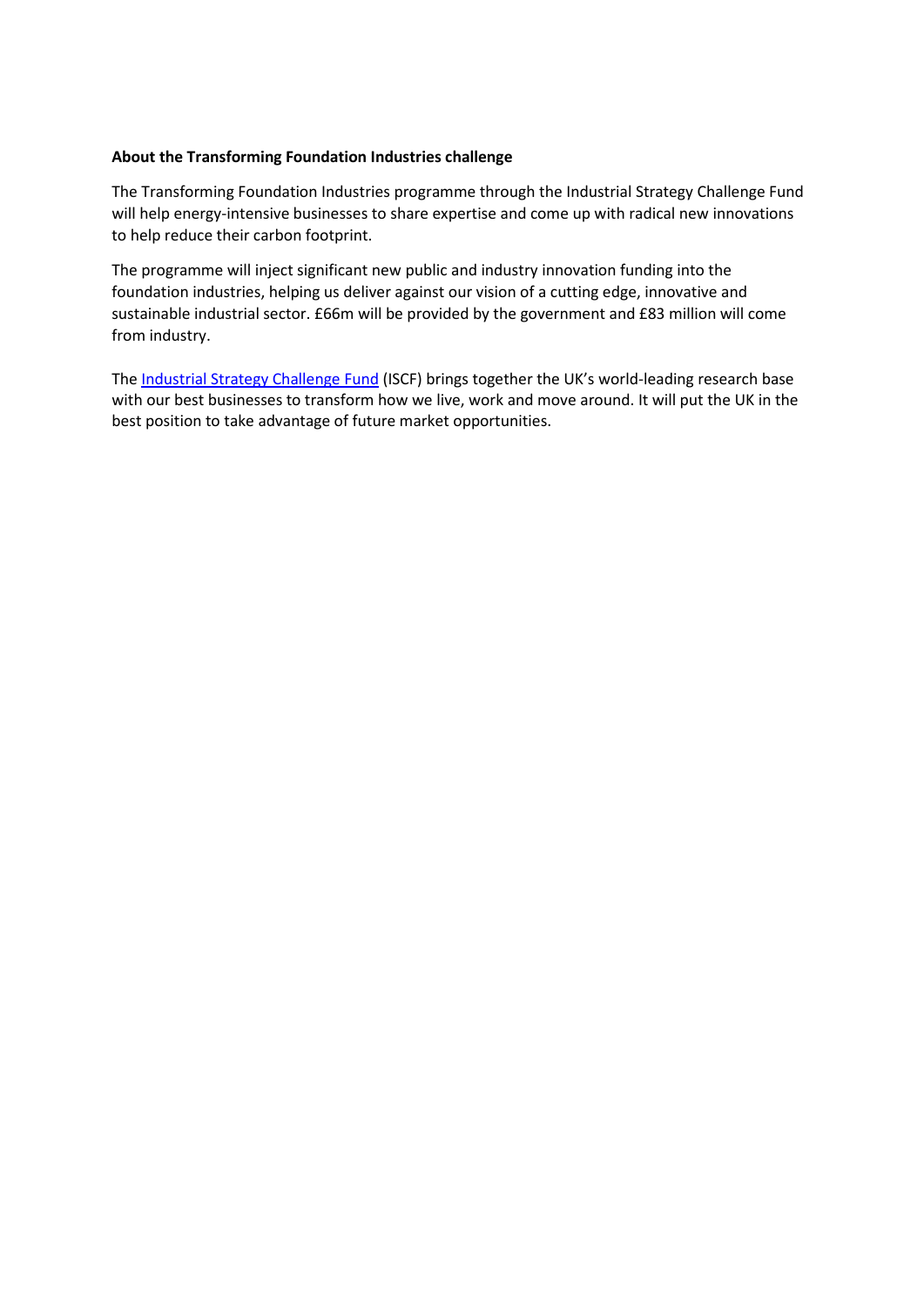**About the Transforming Foundation Industries challenge**

The Transforming Foundation Industries programme through the Industrial Strategy Challenge Fund will help energy-intensive businesses to share expertise and come up with radical new innovations to help reduce their carbon footprint.

The programme will inject significant new public and industry innovation funding into the foundation industries, helping us deliver against our vision of a cutting edge, innovative and sustainable industrial sector. £66m will be provided by the government and £83 million will come from industry.

The Industrial Strategy Challenge Fund (ISCF) brings together the UK's world-leading research base with our best businesses to transform how we live, work and move around. It will put the UK in the best position to take advantage of future market opportunities.